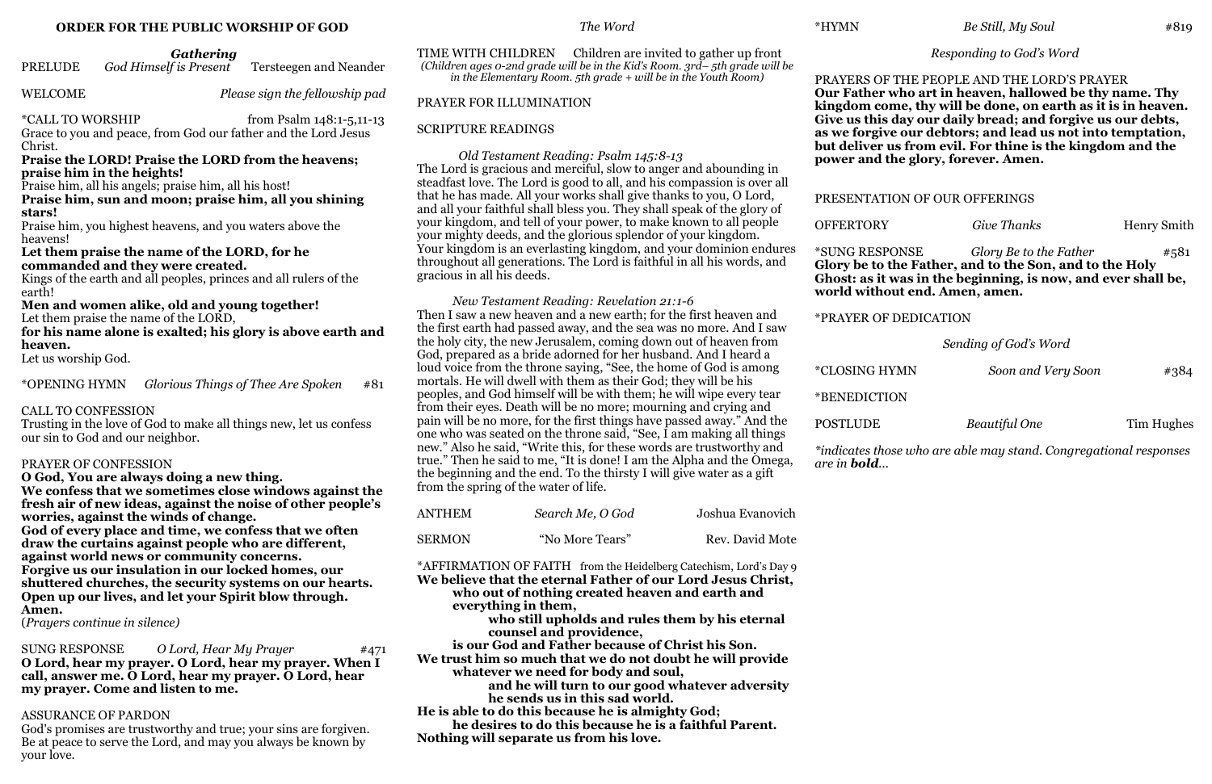# ORDER FOR THE PUBLIC WORSHIP OF GOD

## *Gathering*

PRELUDE *God Himself is Present* Tersteegen and Neander

WELCOME *Please sign the fellowship pad*

\*CALL TO WORSHIP from Psalm 148:1-5,11-13

Grace to you and peace, from God our father and the Lord Jesus Christ.

**Praise the LORD! Praise the LORD from the heavens; praise him in the heights!**

Praise him, all his angels; praise him, all his host!

**Praise him, sun and moon; praise him, all you shining stars!**

Praise him, you highest heavens, and you waters above the heavens!

**Let them praise the name of the LORD, for he commanded and they were created.**

Kings of the earth and all peoples, princes and all rulers of the earth!

**Men and women alike, old and young together!**

Let them praise the name of the LORD,

**for his name alone is exalted; his glory is above earth and heaven.**

Let us worship God.

\*OPENING HYMN *Glorious Things of Thee Are Spoken* #81

CALL TO CONFESSION

Trusting in the love of God to make all things new, let us confess our sin to God and our neighbor.

PRAYER OF CONFESSION

**O God, You are always doing a new thing.**
**We confess that we sometimes close windows against the fresh air of new ideas, against the noise of other people's worries, against the winds of change.**
**God of every place and time, we confess that we often draw the curtains against people who are different, against world news or community concerns.**
**Forgive us our insulation in our locked homes, our shuttered churches, the security systems on our hearts. Open up our lives, and let your Spirit blow through. Amen.**

(*Prayers continue in silence)*

SUNG RESPONSE *O Lord, Hear My Prayer* #471

**O Lord, hear my prayer. O Lord, hear my prayer. When I call, answer me. O Lord, hear my prayer. O Lord, hear my prayer. Come and listen to me.**

ASSURANCE OF PARDON

God's promises are trustworthy and true; your sins are forgiven. Be at peace to serve the Lord, and may you always be known by your love.

## *The Word*

TIME WITH CHILDREN Children are invited to gather up front

*(Children ages 0-2nd grade will be in the Kid's Room. 3rd– 5th grade will be in the Elementary Room. 5th grade + will be in the Youth Room)*

PRAYER FOR ILLUMINATION

SCRIPTURE READINGS

*Old Testament Reading: Psalm 145:8-13*

The Lord is gracious and merciful, slow to anger and abounding in steadfast love. The Lord is good to all, and his compassion is over all that he has made. All your works shall give thanks to you, O Lord, and all your faithful shall bless you. They shall speak of the glory of your kingdom, and tell of your power, to make known to all people your mighty deeds, and the glorious splendor of your kingdom. Your kingdom is an everlasting kingdom, and your dominion endures throughout all generations. The Lord is faithful in all his words, and gracious in all his deeds.

*New Testament Reading: Revelation 21:1-6*

Then I saw a new heaven and a new earth; for the first heaven and the first earth had passed away, and the sea was no more. And I saw the holy city, the new Jerusalem, coming down out of heaven from God, prepared as a bride adorned for her husband. And I heard a loud voice from the throne saying, "See, the home of God is among mortals. He will dwell with them as their God; they will be his peoples, and God himself will be with them; he will wipe every tear from their eyes. Death will be no more; mourning and crying and pain will be no more, for the first things have passed away." And the one who was seated on the throne said, "See, I am making all things new." Also he said, "Write this, for these words are trustworthy and true." Then he said to me, "It is done! I am the Alpha and the Omega, the beginning and the end. To the thirsty I will give water as a gift from the spring of the water of life.

ANTHEM *Search Me, O God* Joshua Evanovich

SERMON "No More Tears" Rev. David Mote

\*AFFIRMATION OF FAITH from the Heidelberg Catechism, Lord's Day 9

**We believe that the eternal Father of our Lord Jesus Christ,**
**who out of nothing created heaven and earth and everything in them,**
**who still upholds and rules them by his eternal counsel and providence,**
**is our God and Father because of Christ his Son.**
**We trust him so much that we do not doubt he will provide whatever we need for body and soul,**
**and he will turn to our good whatever adversity he sends us in this sad world.**
**He is able to do this because he is almighty God;**
**he desires to do this because he is a faithful Parent.**
**Nothing will separate us from his love.**

\*HYMN *Be Still, My Soul* #819

## *Responding to God's Word*

PRAYERS OF THE PEOPLE AND THE LORD'S PRAYER

**Our Father who art in heaven, hallowed be thy name. Thy kingdom come, thy will be done, on earth as it is in heaven. Give us this day our daily bread; and forgive us our debts, as we forgive our debtors; and lead us not into temptation, but deliver us from evil. For thine is the kingdom and the power and the glory, forever. Amen.**

PRESENTATION OF OUR OFFERINGS

OFFERTORY *Give Thanks* Henry Smith

\*SUNG RESPONSE *Glory Be to the Father* #581

**Glory be to the Father, and to the Son, and to the Holy Ghost: as it was in the beginning, is now, and ever shall be, world without end. Amen, amen.**

\*PRAYER OF DEDICATION

## *Sending of God's Word*

\*CLOSING HYMN *Soon and Very Soon* #384

\*BENEDICTION

POSTLUDE *Beautiful One* Tim Hughes

*\*indicates those who are able may stand. Congregational responses are in **bold**...*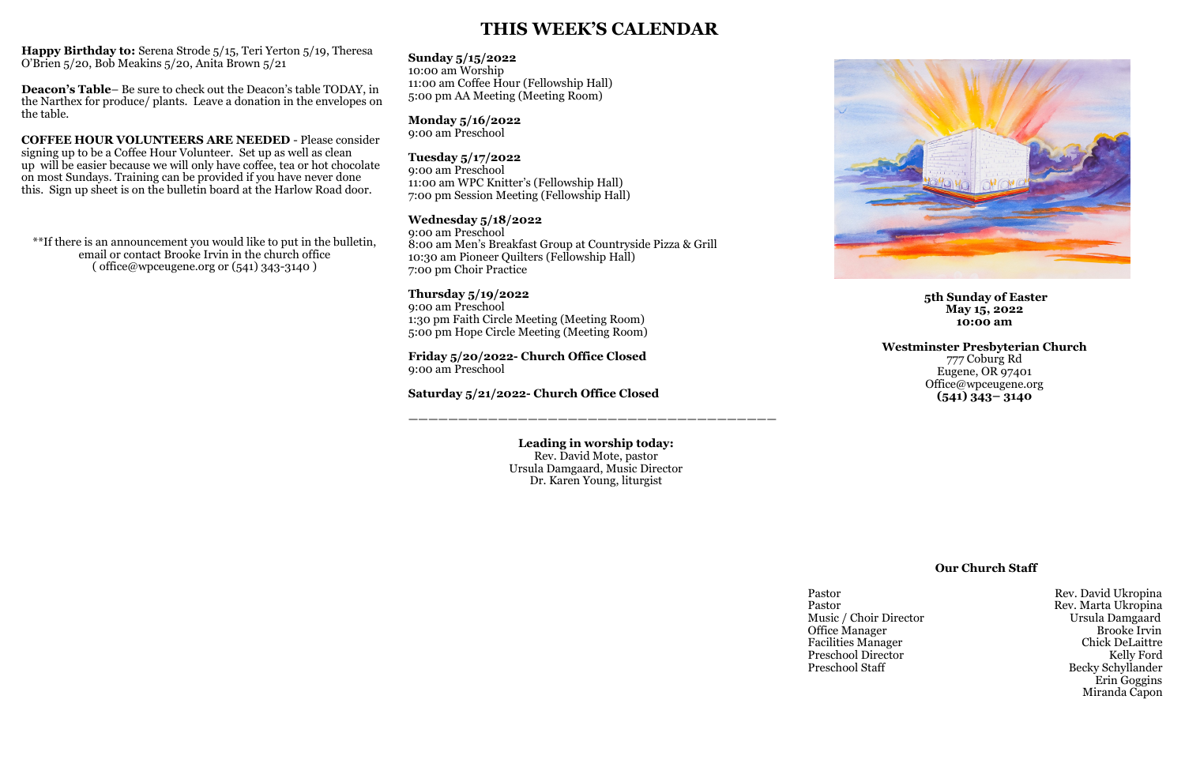# THIS WEEK'S CALENDAR

**Happy Birthday to:** Serena Strode 5/15, Teri Yerton 5/19, Theresa O'Brien 5/20, Bob Meakins 5/20, Anita Brown 5/21

**Deacon's Table**– Be sure to check out the Deacon's table TODAY, in the Narthex for produce/ plants. Leave a donation in the envelopes on the table.

**COFFEE HOUR VOLUNTEERS ARE NEEDED** - Please consider signing up to be a Coffee Hour Volunteer. Set up as well as clean up will be easier because we will only have coffee, tea or hot chocolate on most Sundays. Training can be provided if you have never done this. Sign up sheet is on the bulletin board at the Harlow Road door.

**If there is an announcement you would like to put in the bulletin, email or contact Brooke Irvin in the church office ( office@wpceugene.org or (541) 343-3140 )

**Sunday 5/15/2022**
10:00 am Worship
11:00 am Coffee Hour (Fellowship Hall)
5:00 pm AA Meeting (Meeting Room)

**Monday 5/16/2022**
9:00 am Preschool

**Tuesday 5/17/2022**
9:00 am Preschool
11:00 am WPC Knitter's (Fellowship Hall)
7:00 pm Session Meeting (Fellowship Hall)

**Wednesday 5/18/2022**
9:00 am Preschool
8:00 am Men's Breakfast Group at Countryside Pizza & Grill
10:30 am Pioneer Quilters (Fellowship Hall)
7:00 pm Choir Practice

**Thursday 5/19/2022**
9:00 am Preschool
1:30 pm Faith Circle Meeting (Meeting Room)
5:00 pm Hope Circle Meeting (Meeting Room)

**Friday 5/20/2022- Church Office Closed**
9:00 am Preschool

**Saturday 5/21/2022- Church Office Closed**

---

**Leading in worship today:**
Rev. David Mote, pastor
Ursula Damgaard, Music Director
Dr. Karen Young, liturgist

**5th Sunday of Easter**
**May 15, 2022**
**10:00 am**

**Westminster Presbyterian Church**
777 Coburg Rd
Eugene, OR 97401
Office@wpceugene.org
**(541) 343– 3140**

**Our Church Staff**

| | |
|---|---|
| Pastor | Rev. David Ukropina |
| Pastor | Rev. Marta Ukropina |
| Music / Choir Director | Ursula Damgaard |
| Office Manager | Brooke Irvin |
| Facilities Manager | Chick DeLaittre |
| Preschool Director | Kelly Ford |
| Preschool Staff | Becky Schyllander |
| | Erin Goggins |
| | Miranda Capon |